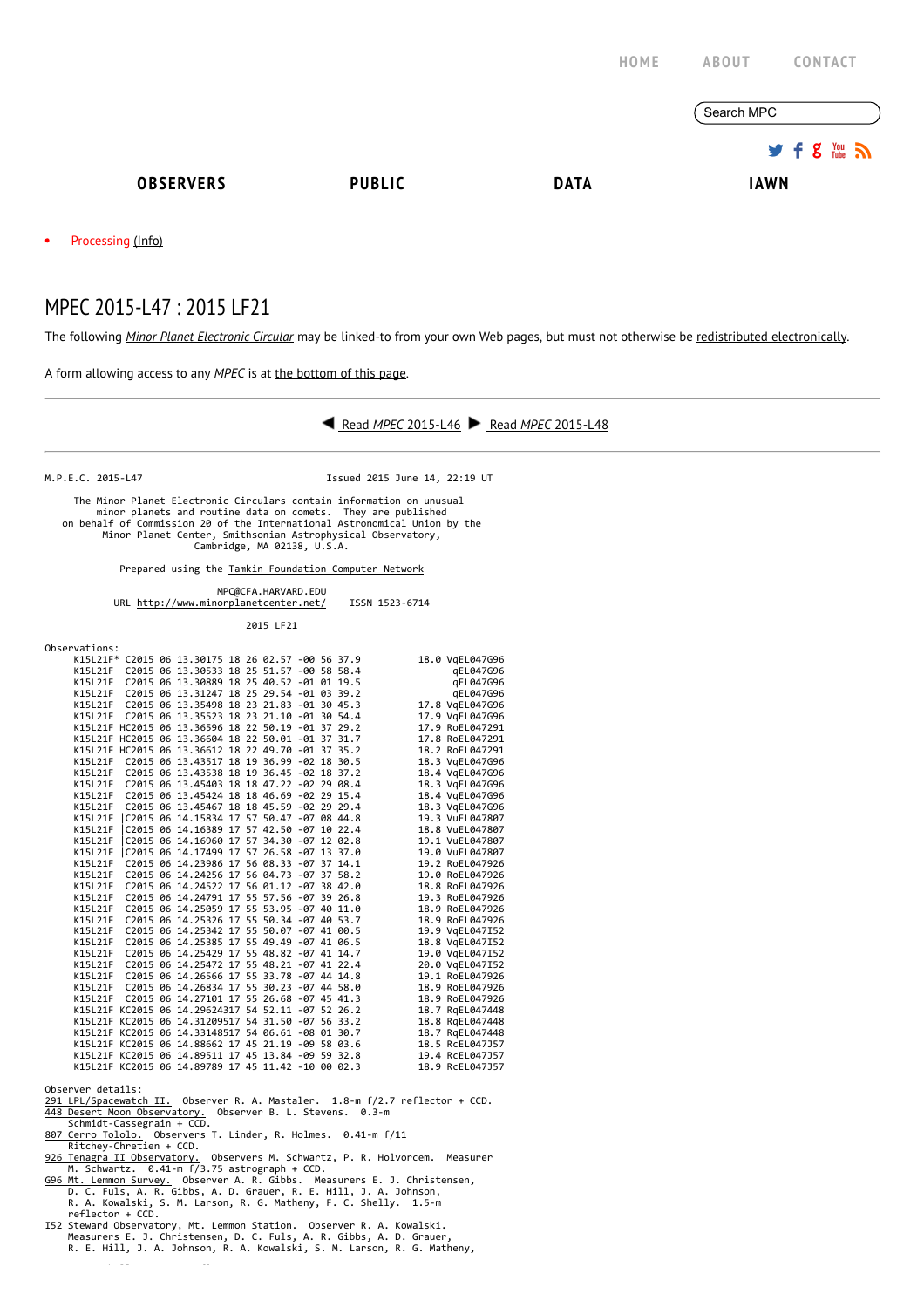HOME ABOUT CONTACT

Search MPC

**OBSERVERS** **PUBLIC** **DATA** **IAWN**

- Processing (Info)

# MPEC 2015-L47 : 2015 LF21

The following *Minor Planet Electronic Circular* may be linked-to from your own Web pages, but must not otherwise be redistributed electronically.

A form allowing access to any *MPEC* is at the bottom of this page.

Read *MPEC* 2015-L46 Read *MPEC* 2015-L48

```
M.P.E.C. 2015-L47                              Issued 2015 June 14, 22:19 UT

     The Minor Planet Electronic Circulars contain information on unusual
         minor planets and routine data on comets.  They are published
   on behalf of Commission 20 of the International Astronomical Union by the
          Minor Planet Center, Smithsonian Astrophysical Observatory,
                          Cambridge, MA 02138, U.S.A.

                 Prepared using the Tamkin Foundation Computer Network

                              MPC@CFA.HARVARD.EDU
            URL http://www.minorplanetcenter.net/     ISSN 1523-6714

                                   2015 LF21

Observations:
     K15L21F* C2015 06 13.30175 18 26 02.57 -00 56 37.9          18.0 VqEL047G96
     K15L21F  C2015 06 13.30533 18 25 51.57 -00 58 58.4                qEL047G96
     K15L21F  C2015 06 13.30889 18 25 40.52 -01 01 19.5                qEL047G96
     K15L21F  C2015 06 13.31247 18 25 29.54 -01 03 39.2                qEL047G96
     K15L21F  C2015 06 13.35498 18 23 21.83 -01 30 45.3          17.8 VqEL047G96
     K15L21F  C2015 06 13.35523 18 23 21.10 -01 30 54.4          17.9 VqEL047G96
     K15L21F HC2015 06 13.36596 18 22 50.19 -01 37 29.2          17.9 RoEL047291
     K15L21F HC2015 06 13.36604 18 22 50.01 -01 37 31.7          17.8 RoEL047291
     K15L21F HC2015 06 13.36612 18 22 49.70 -01 37 35.2          18.2 RoEL047291
     K15L21F  C2015 06 13.43517 18 19 36.99 -02 18 30.5          18.3 VqEL047G96
     K15L21F  C2015 06 13.43538 18 19 36.45 -02 18 37.2          18.4 VqEL047G96
     K15L21F  C2015 06 13.45403 18 18 47.22 -02 29 08.4          18.3 VqEL047G96
     K15L21F  C2015 06 13.45424 18 18 46.69 -02 29 15.4          18.4 VqEL047G96
     K15L21F  C2015 06 13.45467 18 18 45.59 -02 29 29.4          18.3 VqEL047G96
     K15L21F |C2015 06 14.15834 17 57 50.47 -07 08 44.8          19.3 VuEL047807
     K15L21F |C2015 06 14.16389 17 57 42.50 -07 10 22.4          18.8 VuEL047807
     K15L21F |C2015 06 14.16960 17 57 34.30 -07 12 02.8          19.1 VuEL047807
     K15L21F |C2015 06 14.17499 17 57 26.58 -07 13 37.0          19.0 VuEL047807
     K15L21F  C2015 06 14.23986 17 56 08.33 -07 37 14.1          19.2 RoEL047926
     K15L21F  C2015 06 14.24256 17 56 04.73 -07 37 58.2          19.0 RoEL047926
     K15L21F  C2015 06 14.24522 17 56 01.12 -07 38 42.0          18.8 RoEL047926
     K15L21F  C2015 06 14.24791 17 55 57.56 -07 39 26.8          19.3 RoEL047926
     K15L21F  C2015 06 14.25059 17 55 53.95 -07 40 11.0          18.9 RoEL047926
     K15L21F  C2015 06 14.25326 17 55 50.34 -07 40 53.7          18.9 RoEL047926
     K15L21F  C2015 06 14.25342 17 55 50.07 -07 41 00.5          19.9 VqEL047I52
     K15L21F  C2015 06 14.25385 17 55 49.49 -07 41 06.5          18.8 VqEL047I52
     K15L21F  C2015 06 14.25429 17 55 48.82 -07 41 14.7          19.0 VqEL047I52
     K15L21F  C2015 06 14.25472 17 55 48.21 -07 41 22.4          20.0 VqEL047I52
     K15L21F  C2015 06 14.26566 17 55 33.78 -07 44 14.8          19.1 RoEL047926
     K15L21F  C2015 06 14.26834 17 55 30.23 -07 44 58.0          18.9 RoEL047926
     K15L21F  C2015 06 14.27101 17 55 26.68 -07 45 41.3          18.9 RoEL047926
     K15L21F KC2015 06 14.29624317 54 52.11 -07 52 26.2          18.7 RqEL047448
     K15L21F KC2015 06 14.31209517 54 31.50 -07 56 33.2          18.8 RqEL047448
     K15L21F KC2015 06 14.33148517 54 06.61 -08 01 30.7          18.7 RqEL047448
     K15L21F KC2015 06 14.88662 17 45 21.19 -09 58 03.6          18.5 RcEL047J57
     K15L21F KC2015 06 14.89511 17 45 13.84 -09 59 32.8          19.4 RcEL047J57
     K15L21F KC2015 06 14.89789 17 45 11.42 -10 00 02.3          18.9 RcEL047J57

Observer details:
291 LPL/Spacewatch II.  Observer R. A. Mastaler.  1.8-m f/2.7 reflector + CCD.
448 Desert Moon Observatory.  Observer B. L. Stevens.  0.3-m
     Schmidt-Cassegrain + CCD.
807 Cerro Tololo.  Observers T. Linder, R. Holmes.  0.41-m f/11
     Ritchey-Chretien + CCD.
926 Tenagra II Observatory.  Observers M. Schwartz, P. R. Holvorcem.  Measurer
     M. Schwartz.  0.41-m f/3.75 astrograph + CCD.
G96 Mt. Lemmon Survey.  Observer A. R. Gibbs.  Measurers E. J. Christensen,
     D. C. Fuls, A. R. Gibbs, A. D. Grauer, R. E. Hill, J. A. Johnson,
     R. A. Kowalski, S. M. Larson, R. G. Matheny, F. C. Shelly.  1.5-m
     reflector + CCD.
I52 Steward Observatory, Mt. Lemmon Station.  Observer R. A. Kowalski.
     Measurers E. J. Christensen, D. C. Fuls, A. R. Gibbs, A. D. Grauer,
     R. E. Hill, J. A. Johnson, R. A. Kowalski, S. M. Larson, R. G. Matheny,
```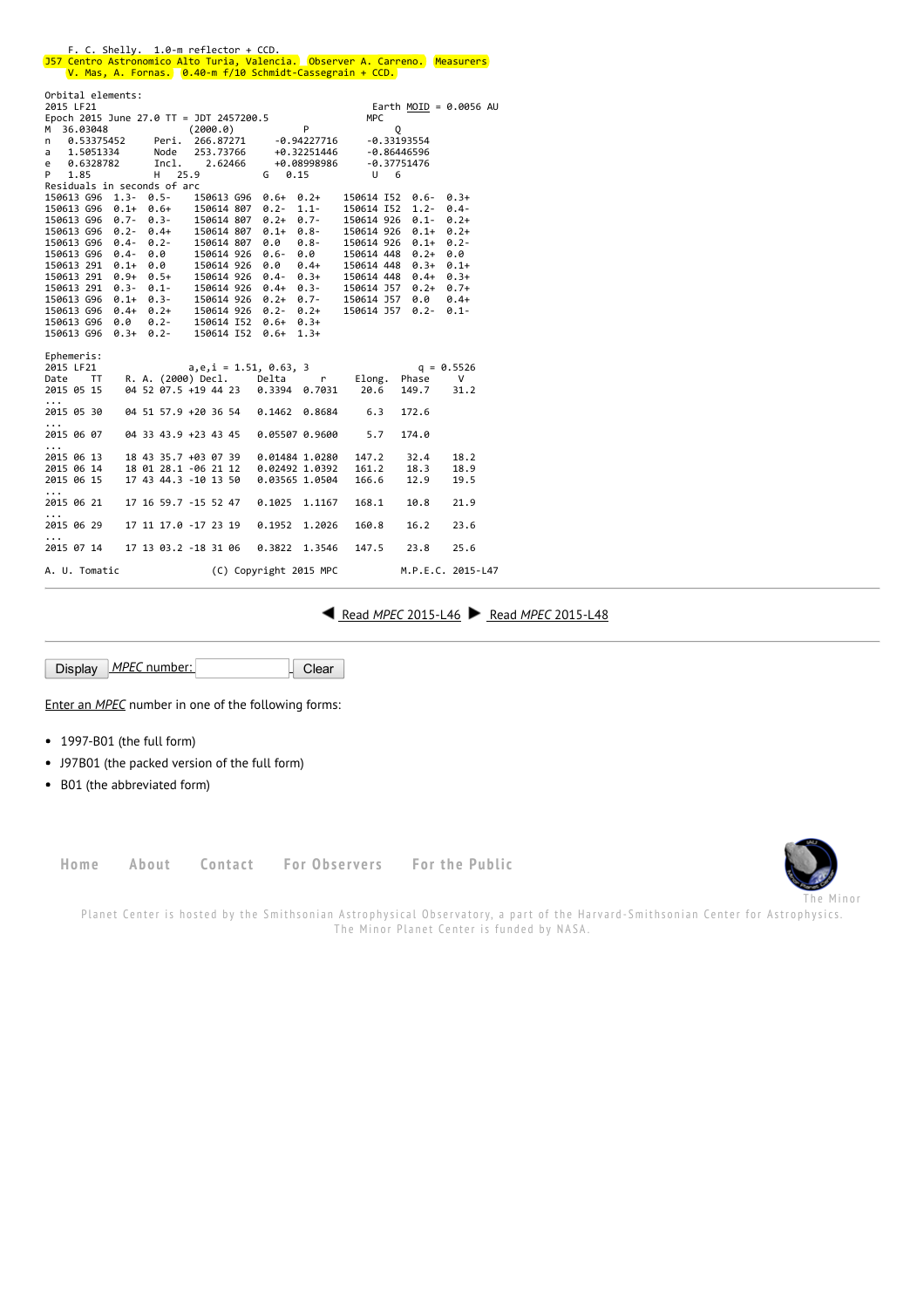```
   F. C. Shelly.  1.0-m reflector + CCD.
J57 Centro Astronomico Alto Turia, Valencia.  Observer A. Carreno.  Measurers
   V. Mas, A. Fornas.  0.40-m f/10 Schmidt-Cassegrain + CCD.

Orbital elements:
2015 LF21                                                      Earth MOID = 0.0056 AU
Epoch 2015 June 27.0 TT = JDT 2457200.5                 MPC
M  36.03048              (2000.0)            P               Q
n   0.53375452     Peri.  266.87271     -0.94227716     -0.33193554
a   1.5051334      Node   253.73766     +0.32251446     -0.86446596
e   0.6328782      Incl.    2.62466     +0.08998986     -0.37751476
P   1.85           H   25.9           G   0.15           U   6
Residuals in seconds of arc
150613 G96  1.3-  0.5-     150613 G96  0.6+  0.2+     150614 I52  0.6-  0.3+
150613 G96  0.1+  0.6+     150614 807  0.2-  1.1-     150614 I52  1.2-  0.4-
150613 G96  0.7-  0.3-     150614 807  0.2+  0.7-     150614 926  0.1-  0.2+
150613 G96  0.2-  0.4+     150614 807  0.1+  0.8-     150614 926  0.1+  0.2+
150613 G96  0.4-  0.2-     150614 807  0.0   0.8-     150614 926  0.1+  0.2-
150613 G96  0.4-  0.0      150614 926  0.6-  0.0      150614 448  0.2+  0.0
150613 291  0.1+  0.0      150614 926  0.0   0.4+     150614 448  0.3+  0.1+
150613 291  0.9+  0.5+     150614 926  0.4-  0.3+     150614 448  0.4+  0.3+
150613 291  0.3-  0.1-     150614 926  0.4+  0.3-     150614 J57  0.2+  0.7+
150613 G96  0.1+  0.3-     150614 926  0.2+  0.7-     150614 J57  0.0   0.4+
150613 G96  0.4+  0.2+     150614 926  0.2-  0.2+     150614 J57  0.2-  0.1-
150613 G96  0.0   0.2-     150614 I52  0.6+  0.3+
150613 G96  0.3+  0.2-     150614 I52  0.6+  1.3+

Ephemeris:
2015 LF21                a,e,i = 1.51, 0.63, 3                    q = 0.5526
Date    TT       R. A. (2000) Decl.     Delta      r     Elong.  Phase     V
2015 05 15       04 52 07.5 +19 44 23   0.3394  0.7031    20.6   149.7   31.2
...
2015 05 30       04 51 57.9 +20 36 54   0.1462  0.8684     6.3   172.6
...
2015 06 07       04 33 43.9 +23 43 45   0.05507 0.9600     5.7   174.0
...
2015 06 13       18 43 35.7 +03 07 39   0.01484 1.0280   147.2    32.4   18.2
2015 06 14       18 01 28.1 -06 21 12   0.02492 1.0392   161.2    18.3   18.9
2015 06 15       17 43 44.3 -10 13 50   0.03565 1.0504   166.6    12.9   19.5
...
2015 06 21       17 16 59.7 -15 52 47   0.1025  1.1167   168.1    10.8   21.9
...
2015 06 29       17 11 17.0 -17 23 19   0.1952  1.2026   160.8    16.2   23.6
...
2015 07 14       17 13 03.2 -18 31 06   0.3822  1.3546   147.5    23.8   25.6

A. U. Tomatic                (C) Copyright 2015 MPC           M.P.E.C. 2015-L47
```

◀ Read *MPEC* 2015-L46 ▶ Read *MPEC* 2015-L48

Display *MPEC* number: Clear

Enter an *MPEC* number in one of the following forms:

- 1997-B01 (the full form)
- J97B01 (the packed version of the full form)
- B01 (the abbreviated form)

Home About Contact For Observers For the Public

The Minor Planet Center is hosted by the Smithsonian Astrophysical Observatory, a part of the Harvard-Smithsonian Center for Astrophysics. The Minor Planet Center is funded by NASA.